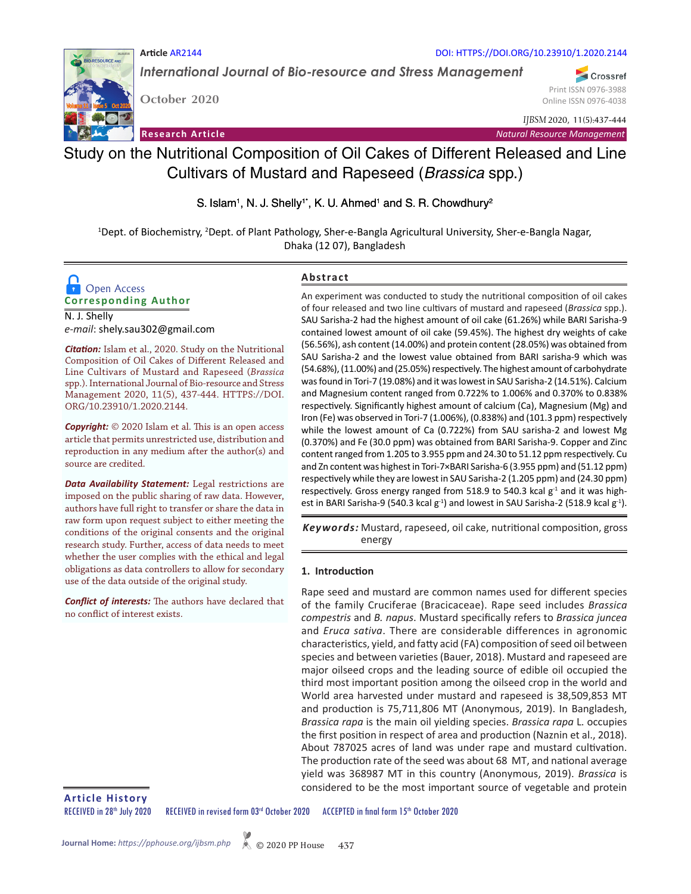Article AR2144

DOI: HTTPS://DOI.ORG/10.23910/1.2020.2144

*International Journal of Bio-resource and Stress Management*

October 2020

Print ISSN 0976-3988
Online ISSN 0976-4038

*IJBSM* 2020, 11(5):437-444

**Research Article** — *Natural Resource Management*

# Study on the Nutritional Composition of Oil Cakes of Different Released and Line Cultivars of Mustard and Rapeseed (*Brassica* spp.)

S. Islam[1], N. J. Shelly[1*], K. U. Ahmed[1] and S. R. Chowdhury[2]

[1]Dept. of Biochemistry, [2]Dept. of Plant Pathology, Sher-e-Bangla Agricultural University, Sher-e-Bangla Nagar, Dhaka (12 07), Bangladesh

Open Access

**Corresponding Author**

N. J. Shelly
*e-mail*: shely.sau302@gmail.com

***Citation:*** Islam et al., 2020. Study on the Nutritional Composition of Oil Cakes of Different Released and Line Cultivars of Mustard and Rapeseed (*Brassica* spp.). International Journal of Bio-resource and Stress Management 2020, 11(5), 437-444. HTTPS://DOI.ORG/10.23910/1.2020.2144.

***Copyright:*** © 2020 Islam et al. This is an open access article that permits unrestricted use, distribution and reproduction in any medium after the author(s) and source are credited.

***Data Availability Statement:*** Legal restrictions are imposed on the public sharing of raw data. However, authors have full right to transfer or share the data in raw form upon request subject to either meeting the conditions of the original consents and the original research study. Further, access of data needs to meet whether the user complies with the ethical and legal obligations as data controllers to allow for secondary use of the data outside of the original study.

***Conflict of interests:*** The authors have declared that no conflict of interest exists.

## Abstract

An experiment was conducted to study the nutritional composition of oil cakes of four released and two line cultivars of mustard and rapeseed (*Brassica* spp.). SAU Sarisha-2 had the highest amount of oil cake (61.26%) while BARI Sarisha-9 contained lowest amount of oil cake (59.45%). The highest dry weights of cake (56.56%), ash content (14.00%) and protein content (28.05%) was obtained from SAU Sarisha-2 and the lowest value obtained from BARI sarisha-9 which was (54.68%), (11.00%) and (25.05%) respectively. The highest amount of carbohydrate was found in Tori-7 (19.08%) and it was lowest in SAU Sarisha-2 (14.51%). Calcium and Magnesium content ranged from 0.722% to 1.006% and 0.370% to 0.838% respectively. Significantly highest amount of calcium (Ca), Magnesium (Mg) and Iron (Fe) was observed in Tori-7 (1.006%), (0.838%) and (101.3 ppm) respectively while the lowest amount of Ca (0.722%) from SAU sarisha-2 and lowest Mg (0.370%) and Fe (30.0 ppm) was obtained from BARI Sarisha-9. Copper and Zinc content ranged from 1.205 to 3.955 ppm and 24.30 to 51.12 ppm respectively. Cu and Zn content was highest in Tori-7×BARI Sarisha-6 (3.955 ppm) and (51.12 ppm) respectively while they are lowest in SAU Sarisha-2 (1.205 ppm) and (24.30 ppm) respectively. Gross energy ranged from 518.9 to 540.3 kcal $g^{-1}$ and it was highest in BARI Sarisha-9 (540.3 kcal $g^{-1}$) and lowest in SAU Sarisha-2 (518.9 kcal $g^{-1}$).

***Keywords:*** Mustard, rapeseed, oil cake, nutritional composition, gross energy

## 1. Introduction

Rape seed and mustard are common names used for different species of the family Cruciferae (Bracicaceae). Rape seed includes *Brassica compestris* and *B. napus*. Mustard specifically refers to *Brassica juncea* and *Eruca sativa*. There are considerable differences in agronomic characteristics, yield, and fatty acid (FA) composition of seed oil between species and between varieties (Bauer, 2018). Mustard and rapeseed are major oilseed crops and the leading source of edible oil occupied the third most important position among the oilseed crop in the world and World area harvested under mustard and rapeseed is 38,509,853 MT and production is 75,711,806 MT (Anonymous, 2019). In Bangladesh, *Brassica rapa* is the main oil yielding species. *Brassica rapa* L. occupies the first position in respect of area and production (Naznin et al., 2018). About 787025 acres of land was under rape and mustard cultivation. The production rate of the seed was about 68 MT, and national average yield was 368987 MT in this country (Anonymous, 2019). *Brassica* is considered to be the most important source of vegetable and protein

**Article History**

RECEIVED in 28[th] July 2020 RECEIVED in revised form 03[rd] October 2020 ACCEPTED in final form 15[th] October 2020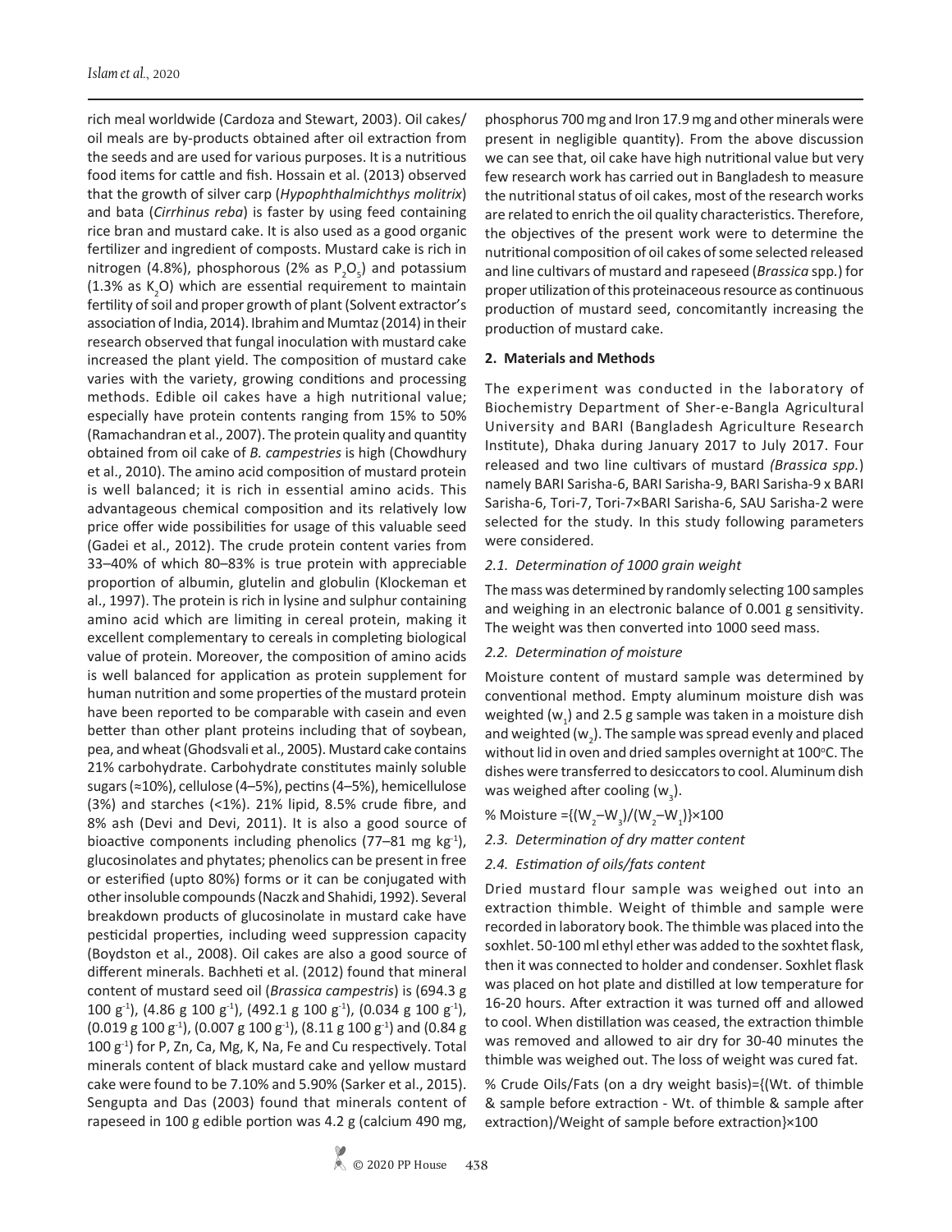rich meal worldwide (Cardoza and Stewart, 2003). Oil cakes/ oil meals are by-products obtained after oil extraction from the seeds and are used for various purposes. It is a nutritious food items for cattle and fish. Hossain et al. (2013) observed that the growth of silver carp (*Hypophthalmichthys molitrix*) and bata (*Cirrhinus reba*) is faster by using feed containing rice bran and mustard cake. It is also used as a good organic fertilizer and ingredient of composts. Mustard cake is rich in nitrogen (4.8%), phosphorous (2% as $P_2O_5$) and potassium (1.3% as $K_2O$) which are essential requirement to maintain fertility of soil and proper growth of plant (Solvent extractor's association of India, 2014). Ibrahim and Mumtaz (2014) in their research observed that fungal inoculation with mustard cake increased the plant yield. The composition of mustard cake varies with the variety, growing conditions and processing methods. Edible oil cakes have a high nutritional value; especially have protein contents ranging from 15% to 50% (Ramachandran et al., 2007). The protein quality and quantity obtained from oil cake of *B. campestries* is high (Chowdhury et al., 2010). The amino acid composition of mustard protein is well balanced; it is rich in essential amino acids. This advantageous chemical composition and its relatively low price offer wide possibilities for usage of this valuable seed (Gadei et al., 2012). The crude protein content varies from 33–40% of which 80–83% is true protein with appreciable proportion of albumin, glutelin and globulin (Klockeman et al., 1997). The protein is rich in lysine and sulphur containing amino acid which are limiting in cereal protein, making it excellent complementary to cereals in completing biological value of protein. Moreover, the composition of amino acids is well balanced for application as protein supplement for human nutrition and some properties of the mustard protein have been reported to be comparable with casein and even better than other plant proteins including that of soybean, pea, and wheat (Ghodsvali et al., 2005). Mustard cake contains 21% carbohydrate. Carbohydrate constitutes mainly soluble sugars (≈10%), cellulose (4–5%), pectins (4–5%), hemicellulose (3%) and starches (<1%). 21% lipid, 8.5% crude fibre, and 8% ash (Devi and Devi, 2011). It is also a good source of bioactive components including phenolics (77–81 mg $kg^{-1}$), glucosinolates and phytates; phenolics can be present in free or esterified (upto 80%) forms or it can be conjugated with other insoluble compounds (Naczk and Shahidi, 1992). Several breakdown products of glucosinolate in mustard cake have pesticidal properties, including weed suppression capacity (Boydston et al., 2008). Oil cakes are also a good source of different minerals. Bachheti et al. (2012) found that mineral content of mustard seed oil (*Brassica campestris*) is (694.3 g 100 $g^{-1}$), (4.86 g 100 $g^{-1}$), (492.1 g 100 $g^{-1}$), (0.034 g 100 $g^{-1}$), (0.019 g 100 $g^{-1}$), (0.007 g 100 $g^{-1}$), (8.11 g 100 $g^{-1}$) and (0.84 g 100 $g^{-1}$) for P, Zn, Ca, Mg, K, Na, Fe and Cu respectively. Total minerals content of black mustard cake and yellow mustard cake were found to be 7.10% and 5.90% (Sarker et al., 2015). Sengupta and Das (2003) found that minerals content of rapeseed in 100 g edible portion was 4.2 g (calcium 490 mg, phosphorus 700 mg and Iron 17.9 mg and other minerals were present in negligible quantity). From the above discussion we can see that, oil cake have high nutritional value but very few research work has carried out in Bangladesh to measure the nutritional status of oil cakes, most of the research works are related to enrich the oil quality characteristics. Therefore, the objectives of the present work were to determine the nutritional composition of oil cakes of some selected released and line cultivars of mustard and rapeseed (*Brassica* spp.) for proper utilization of this proteinaceous resource as continuous production of mustard seed, concomitantly increasing the production of mustard cake.

## 2. Materials and Methods

The experiment was conducted in the laboratory of Biochemistry Department of Sher-e-Bangla Agricultural University and BARI (Bangladesh Agriculture Research Institute), Dhaka during January 2017 to July 2017. Four released and two line cultivars of mustard *(Brassica spp.)* namely BARI Sarisha-6, BARI Sarisha-9, BARI Sarisha-9 x BARI Sarisha-6, Tori-7, Tori-7×BARI Sarisha-6, SAU Sarisha-2 were selected for the study. In this study following parameters were considered.

### *2.1. Determination of 1000 grain weight*

The mass was determined by randomly selecting 100 samples and weighing in an electronic balance of 0.001 g sensitivity. The weight was then converted into 1000 seed mass.

### *2.2. Determination of moisture*

Moisture content of mustard sample was determined by conventional method. Empty aluminum moisture dish was weighted ($w_1$) and 2.5 g sample was taken in a moisture dish and weighted ($w_2$). The sample was spread evenly and placed without lid in oven and dried samples overnight at 100°C. The dishes were transferred to desiccators to cool. Aluminum dish was weighed after cooling ($w_3$).

$$\% \text{ Moisture} = \{(W_2 - W_3)/(W_2 - W_1)\} \times 100$$

### *2.3. Determination of dry matter content*

### *2.4. Estimation of oils/fats content*

Dried mustard flour sample was weighed out into an extraction thimble. Weight of thimble and sample were recorded in laboratory book. The thimble was placed into the soxhlet. 50-100 ml ethyl ether was added to the soxhtet flask, then it was connected to holder and condenser. Soxhlet flask was placed on hot plate and distilled at low temperature for 16-20 hours. After extraction it was turned off and allowed to cool. When distillation was ceased, the extraction thimble was removed and allowed to air dry for 30-40 minutes the thimble was weighed out. The loss of weight was cured fat.

% Crude Oils/Fats (on a dry weight basis)={(Wt. of thimble & sample before extraction - Wt. of thimble & sample after extraction)/Weight of sample before extraction}×100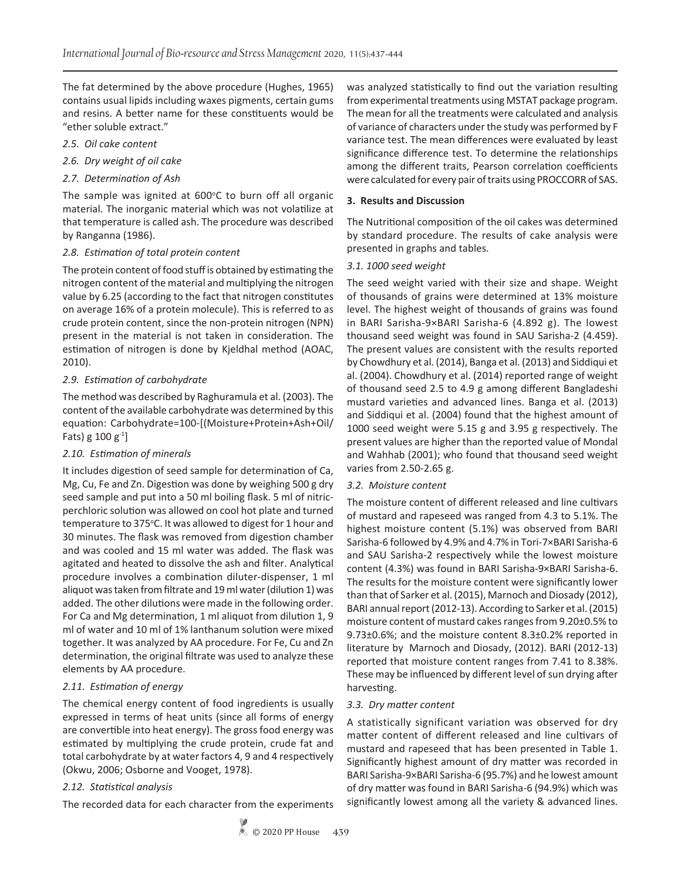The fat determined by the above procedure (Hughes, 1965) contains usual lipids including waxes pigments, certain gums and resins. A better name for these constituents would be "ether soluble extract."

*2.5. Oil cake content*

*2.6. Dry weight of oil cake*

*2.7. Determination of Ash*

The sample was ignited at 600°C to burn off all organic material. The inorganic material which was not volatilize at that temperature is called ash. The procedure was described by Ranganna (1986).

*2.8. Estimation of total protein content*

The protein content of food stuff is obtained by estimating the nitrogen content of the material and multiplying the nitrogen value by 6.25 (according to the fact that nitrogen constitutes on average 16% of a protein molecule). This is referred to as crude protein content, since the non-protein nitrogen (NPN) present in the material is not taken in consideration. The estimation of nitrogen is done by Kjeldhal method (AOAC, 2010).

*2.9. Estimation of carbohydrate*

The method was described by Raghuramula et al. (2003). The content of the available carbohydrate was determined by this equation: Carbohydrate=100-[(Moisture+Protein+Ash+Oil/Fats) g 100 $g^{-1}$]

*2.10. Estimation of minerals*

It includes digestion of seed sample for determination of Ca, Mg, Cu, Fe and Zn. Digestion was done by weighing 500 g dry seed sample and put into a 50 ml boiling flask. 5 ml of nitric-perchloric solution was allowed on cool hot plate and turned temperature to 375°C. It was allowed to digest for 1 hour and 30 minutes. The flask was removed from digestion chamber and was cooled and 15 ml water was added. The flask was agitated and heated to dissolve the ash and filter. Analytical procedure involves a combination diluter-dispenser, 1 ml aliquot was taken from filtrate and 19 ml water (dilution 1) was added. The other dilutions were made in the following order. For Ca and Mg determination, 1 ml aliquot from dilution 1, 9 ml of water and 10 ml of 1% lanthanum solution were mixed together. It was analyzed by AA procedure. For Fe, Cu and Zn determination, the original filtrate was used to analyze these elements by AA procedure.

*2.11. Estimation of energy*

The chemical energy content of food ingredients is usually expressed in terms of heat units (since all forms of energy are convertible into heat energy). The gross food energy was estimated by multiplying the crude protein, crude fat and total carbohydrate by at water factors 4, 9 and 4 respectively (Okwu, 2006; Osborne and Vooget, 1978).

*2.12. Statistical analysis*

The recorded data for each character from the experiments was analyzed statistically to find out the variation resulting from experimental treatments using MSTAT package program. The mean for all the treatments were calculated and analysis of variance of characters under the study was performed by F variance test. The mean differences were evaluated by least significance difference test. To determine the relationships among the different traits, Pearson correlation coefficients were calculated for every pair of traits using PROCCORR of SAS.

## 3. Results and Discussion

The Nutritional composition of the oil cakes was determined by standard procedure. The results of cake analysis were presented in graphs and tables.

*3.1. 1000 seed weight*

The seed weight varied with their size and shape. Weight of thousands of grains were determined at 13% moisture level. The highest weight of thousands of grains was found in BARI Sarisha-9×BARI Sarisha-6 (4.892 g). The lowest thousand seed weight was found in SAU Sarisha-2 (4.459). The present values are consistent with the results reported by Chowdhury et al. (2014), Banga et al. (2013) and Siddiqui et al. (2004). Chowdhury et al. (2014) reported range of weight of thousand seed 2.5 to 4.9 g among different Bangladeshi mustard varieties and advanced lines. Banga et al. (2013) and Siddiqui et al. (2004) found that the highest amount of 1000 seed weight were 5.15 g and 3.95 g respectively. The present values are higher than the reported value of Mondal and Wahhab (2001); who found that thousand seed weight varies from 2.50-2.65 g.

*3.2. Moisture content*

The moisture content of different released and line cultivars of mustard and rapeseed was ranged from 4.3 to 5.1%. The highest moisture content (5.1%) was observed from BARI Sarisha-6 followed by 4.9% and 4.7% in Tori-7×BARI Sarisha-6 and SAU Sarisha-2 respectively while the lowest moisture content (4.3%) was found in BARI Sarisha-9×BARI Sarisha-6. The results for the moisture content were significantly lower than that of Sarker et al. (2015), Marnoch and Diosady (2012), BARI annual report (2012-13). According to Sarker et al. (2015) moisture content of mustard cakes ranges from 9.20±0.5% to 9.73±0.6%; and the moisture content 8.3±0.2% reported in literature by Marnoch and Diosady, (2012). BARI (2012-13) reported that moisture content ranges from 7.41 to 8.38%. These may be influenced by different level of sun drying after harvesting.

*3.3. Dry matter content*

A statistically significant variation was observed for dry matter content of different released and line cultivars of mustard and rapeseed that has been presented in Table 1. Significantly highest amount of dry matter was recorded in BARI Sarisha-9×BARI Sarisha-6 (95.7%) and he lowest amount of dry matter was found in BARI Sarisha-6 (94.9%) which was significantly lowest among all the variety & advanced lines.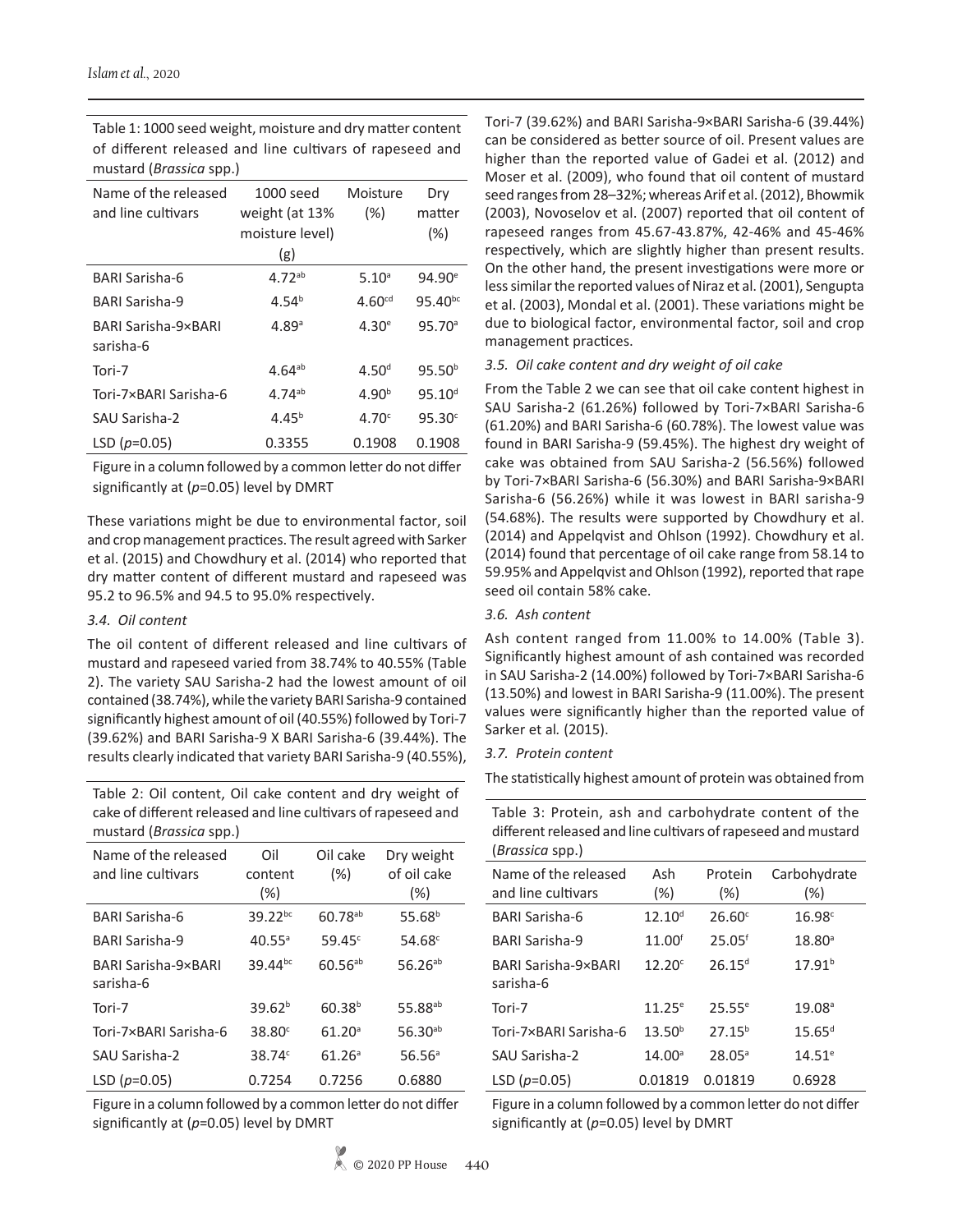Table 1: 1000 seed weight, moisture and dry matter content of different released and line cultivars of rapeseed and mustard (*Brassica* spp.)

| Name of the released and line cultivars | 1000 seed weight (at 13% moisture level) (g) | Moisture (%) | Dry matter (%) |
|---|---|---|---|
| BARI Sarisha-6 | 4.72[ab] | 5.10[a] | 94.90[e] |
| BARI Sarisha-9 | 4.54[b] | 4.60[cd] | 95.40[bc] |
| BARI Sarisha-9×BARI sarisha-6 | 4.89[a] | 4.30[e] | 95.70[a] |
| Tori-7 | 4.64[ab] | 4.50[d] | 95.50[b] |
| Tori-7×BARI Sarisha-6 | 4.74[ab] | 4.90[b] | 95.10[d] |
| SAU Sarisha-2 | 4.45[b] | 4.70[c] | 95.30[c] |
| LSD ($p$=0.05) | 0.3355 | 0.1908 | 0.1908 |

Figure in a column followed by a common letter do not differ significantly at ($p$=0.05) level by DMRT

These variations might be due to environmental factor, soil and crop management practices. The result agreed with Sarker et al. (2015) and Chowdhury et al. (2014) who reported that dry matter content of different mustard and rapeseed was 95.2 to 96.5% and 94.5 to 95.0% respectively.

*3.4. Oil content*

The oil content of different released and line cultivars of mustard and rapeseed varied from 38.74% to 40.55% (Table 2). The variety SAU Sarisha-2 had the lowest amount of oil contained (38.74%), while the variety BARI Sarisha-9 contained significantly highest amount of oil (40.55%) followed by Tori-7 (39.62%) and BARI Sarisha-9 X BARI Sarisha-6 (39.44%). The results clearly indicated that variety BARI Sarisha-9 (40.55%), Tori-7 (39.62%) and BARI Sarisha-9×BARI Sarisha-6 (39.44%) can be considered as better source of oil. Present values are higher than the reported value of Gadei et al. (2012) and Moser et al. (2009), who found that oil content of mustard seed ranges from 28–32%; whereas Arif et al. (2012), Bhowmik (2003), Novoselov et al. (2007) reported that oil content of rapeseed ranges from 45.67-43.87%, 42-46% and 45-46% respectively, which are slightly higher than present results. On the other hand, the present investigations were more or less similar the reported values of Niraz et al. (2001), Sengupta et al. (2003), Mondal et al. (2001). These variations might be due to biological factor, environmental factor, soil and crop management practices.

Table 2: Oil content, Oil cake content and dry weight of cake of different released and line cultivars of rapeseed and mustard (*Brassica* spp.)

| Name of the released and line cultivars | Oil content (%) | Oil cake (%) | Dry weight of oil cake (%) |
|---|---|---|---|
| BARI Sarisha-6 | 39.22[bc] | 60.78[ab] | 55.68[b] |
| BARI Sarisha-9 | 40.55[a] | 59.45[c] | 54.68[c] |
| BARI Sarisha-9×BARI sarisha-6 | 39.44[bc] | 60.56[ab] | 56.26[ab] |
| Tori-7 | 39.62[b] | 60.38[b] | 55.88[ab] |
| Tori-7×BARI Sarisha-6 | 38.80[c] | 61.20[a] | 56.30[ab] |
| SAU Sarisha-2 | 38.74[c] | 61.26[a] | 56.56[a] |
| LSD ($p$=0.05) | 0.7254 | 0.7256 | 0.6880 |

Figure in a column followed by a common letter do not differ significantly at ($p$=0.05) level by DMRT

*3.5. Oil cake content and dry weight of oil cake*

From the Table 2 we can see that oil cake content highest in SAU Sarisha-2 (61.26%) followed by Tori-7×BARI Sarisha-6 (61.20%) and BARI Sarisha-6 (60.78%). The lowest value was found in BARI Sarisha-9 (59.45%). The highest dry weight of cake was obtained from SAU Sarisha-2 (56.56%) followed by Tori-7×BARI Sarisha-6 (56.30%) and BARI Sarisha-9×BARI Sarisha-6 (56.26%) while it was lowest in BARI sarisha-9 (54.68%). The results were supported by Chowdhury et al. (2014) and Appelqvist and Ohlson (1992). Chowdhury et al. (2014) found that percentage of oil cake range from 58.14 to 59.95% and Appelqvist and Ohlson (1992), reported that rape seed oil contain 58% cake.

*3.6. Ash content*

Ash content ranged from 11.00% to 14.00% (Table 3). Significantly highest amount of ash contained was recorded in SAU Sarisha-2 (14.00%) followed by Tori-7×BARI Sarisha-6 (13.50%) and lowest in BARI Sarisha-9 (11.00%). The present values were significantly higher than the reported value of Sarker et al*.* (2015).

*3.7. Protein content*

The statistically highest amount of protein was obtained from

Table 3: Protein, ash and carbohydrate content of the different released and line cultivars of rapeseed and mustard (*Brassica* spp.)

| Name of the released and line cultivars | Ash (%) | Protein (%) | Carbohydrate (%) |
|---|---|---|---|
| BARI Sarisha-6 | 12.10[d] | 26.60[c] | 16.98[c] |
| BARI Sarisha-9 | 11.00[f] | 25.05[f] | 18.80[a] |
| BARI Sarisha-9×BARI sarisha-6 | 12.20[c] | 26.15[d] | 17.91[b] |
| Tori-7 | 11.25[e] | 25.55[e] | 19.08[a] |
| Tori-7×BARI Sarisha-6 | 13.50[b] | 27.15[b] | 15.65[d] |
| SAU Sarisha-2 | 14.00[a] | 28.05[a] | 14.51[e] |
| LSD ($p$=0.05) | 0.01819 | 0.01819 | 0.6928 |

Figure in a column followed by a common letter do not differ significantly at ($p$=0.05) level by DMRT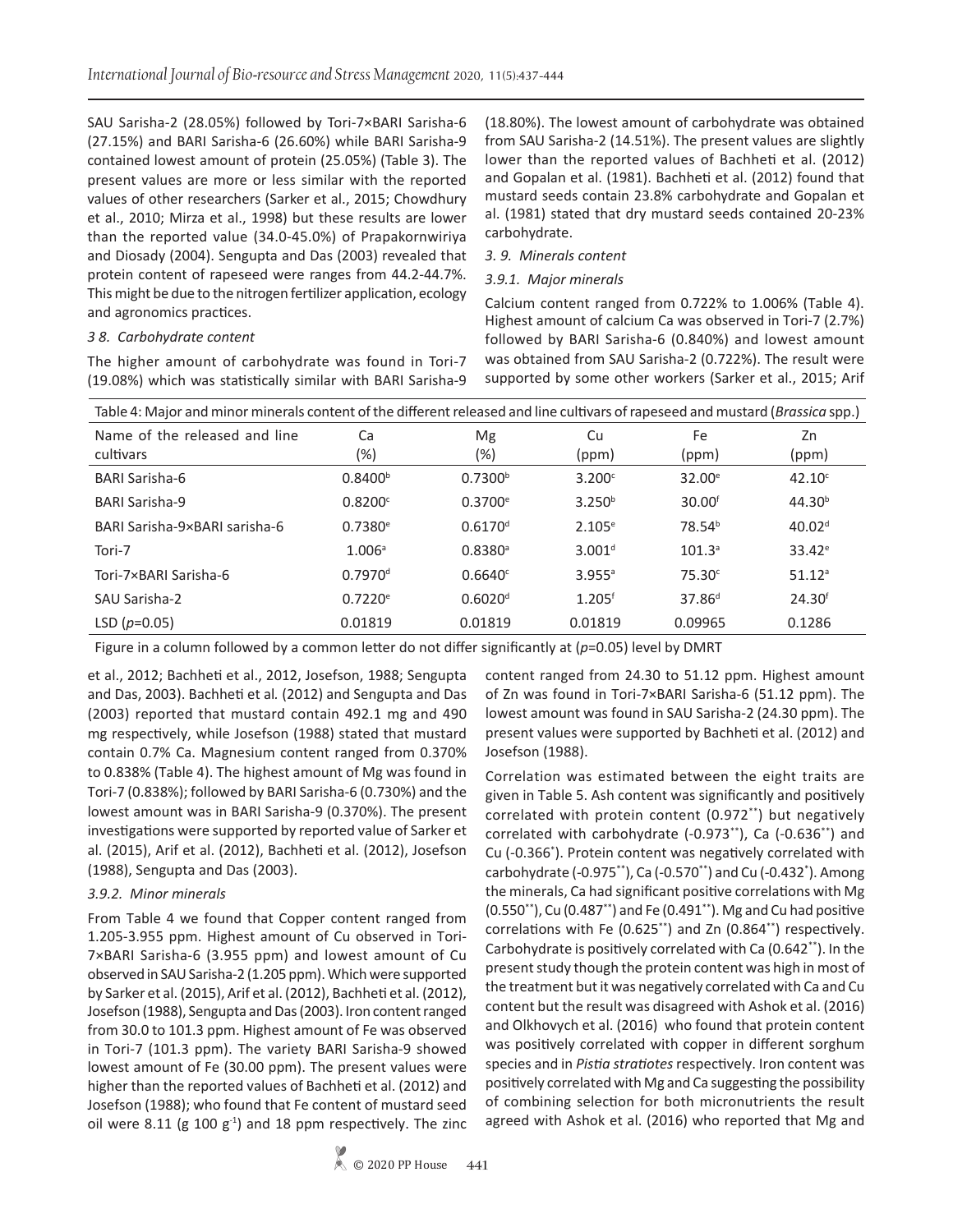SAU Sarisha-2 (28.05%) followed by Tori-7×BARI Sarisha-6 (27.15%) and BARI Sarisha-6 (26.60%) while BARI Sarisha-9 contained lowest amount of protein (25.05%) (Table 3). The present values are more or less similar with the reported values of other researchers (Sarker et al., 2015; Chowdhury et al., 2010; Mirza et al., 1998) but these results are lower than the reported value (34.0-45.0%) of Prapakornwiriya and Diosady (2004). Sengupta and Das (2003) revealed that protein content of rapeseed were ranges from 44.2-44.7%. This might be due to the nitrogen fertilizer application, ecology and agronomics practices.

*3 8. Carbohydrate content*

The higher amount of carbohydrate was found in Tori-7 (19.08%) which was statistically similar with BARI Sarisha-9 (18.80%). The lowest amount of carbohydrate was obtained from SAU Sarisha-2 (14.51%). The present values are slightly lower than the reported values of Bachheti et al. (2012) and Gopalan et al. (1981). Bachheti et al. (2012) found that mustard seeds contain 23.8% carbohydrate and Gopalan et al. (1981) stated that dry mustard seeds contained 20-23% carbohydrate.

*3. 9. Minerals content*

*3.9.1. Major minerals*

Calcium content ranged from 0.722% to 1.006% (Table 4). Highest amount of calcium Ca was observed in Tori-7 (2.7%) followed by BARI Sarisha-6 (0.840%) and lowest amount was obtained from SAU Sarisha-2 (0.722%). The result were supported by some other workers (Sarker et al., 2015; Arif et al., 2012; Bachheti et al., 2012, Josefson, 1988; Sengupta and Das, 2003). Bachheti et al*.* (2012) and Sengupta and Das (2003) reported that mustard contain 492.1 mg and 490 mg respectively, while Josefson (1988) stated that mustard contain 0.7% Ca. Magnesium content ranged from 0.370% to 0.838% (Table 4). The highest amount of Mg was found in Tori-7 (0.838%); followed by BARI Sarisha-6 (0.730%) and the lowest amount was in BARI Sarisha-9 (0.370%). The present investigations were supported by reported value of Sarker et al. (2015), Arif et al. (2012), Bachheti et al. (2012), Josefson (1988), Sengupta and Das (2003).

Table 4: Major and minor minerals content of the different released and line cultivars of rapeseed and mustard (*Brassica* spp.)

| Name of the released and line cultivars | Ca (%) | Mg (%) | Cu (ppm) | Fe (ppm) | Zn (ppm) |
|---|---|---|---|---|---|
| BARI Sarisha-6 | 0.8400[b] | 0.7300[b] | 3.200[c] | 32.00[e] | 42.10[c] |
| BARI Sarisha-9 | 0.8200[c] | 0.3700[e] | 3.250[b] | 30.00[f] | 44.30[b] |
| BARI Sarisha-9×BARI sarisha-6 | 0.7380[e] | 0.6170[d] | 2.105[e] | 78.54[b] | 40.02[d] |
| Tori-7 | 1.006[a] | 0.8380[a] | 3.001[d] | 101.3[a] | 33.42[e] |
| Tori-7×BARI Sarisha-6 | 0.7970[d] | 0.6640[c] | 3.955[a] | 75.30[c] | 51.12[a] |
| SAU Sarisha-2 | 0.7220[e] | 0.6020[d] | 1.205[f] | 37.86[d] | 24.30[f] |
| LSD ($p$=0.05) | 0.01819 | 0.01819 | 0.01819 | 0.09965 | 0.1286 |

Figure in a column followed by a common letter do not differ significantly at ($p$=0.05) level by DMRT

*3.9.2. Minor minerals*

From Table 4 we found that Copper content ranged from 1.205-3.955 ppm. Highest amount of Cu observed in Tori-7×BARI Sarisha-6 (3.955 ppm) and lowest amount of Cu observed in SAU Sarisha-2 (1.205 ppm). Which were supported by Sarker et al. (2015), Arif et al. (2012), Bachheti et al. (2012), Josefson (1988), Sengupta and Das (2003). Iron content ranged from 30.0 to 101.3 ppm. Highest amount of Fe was observed in Tori-7 (101.3 ppm). The variety BARI Sarisha-9 showed lowest amount of Fe (30.00 ppm). The present values were higher than the reported values of Bachheti et al. (2012) and Josefson (1988); who found that Fe content of mustard seed oil were 8.11 (g 100 g$^{-1}$) and 18 ppm respectively. The zinc content ranged from 24.30 to 51.12 ppm. Highest amount of Zn was found in Tori-7×BARI Sarisha-6 (51.12 ppm). The lowest amount was found in SAU Sarisha-2 (24.30 ppm). The present values were supported by Bachheti et al. (2012) and Josefson (1988).

Correlation was estimated between the eight traits are given in Table 5. Ash content was significantly and positively correlated with protein content (0.972$^{**}$) but negatively correlated with carbohydrate (-0.973$^{**}$), Ca (-0.636$^{**}$) and Cu (-0.366$^{*}$). Protein content was negatively correlated with carbohydrate (-0.975$^{**}$), Ca (-0.570$^{**}$) and Cu (-0.432$^{*}$). Among the minerals, Ca had significant positive correlations with Mg (0.550$^{**}$), Cu (0.487$^{**}$) and Fe (0.491$^{**}$). Mg and Cu had positive correlations with Fe (0.625$^{**}$) and Zn (0.864$^{**}$) respectively. Carbohydrate is positively correlated with Ca (0.642$^{**}$). In the present study though the protein content was high in most of the treatment but it was negatively correlated with Ca and Cu content but the result was disagreed with Ashok et al. (2016) and Olkhovych et al. (2016) who found that protein content was positively correlated with copper in different sorghum species and in *Pistia stratiotes* respectively. Iron content was positively correlated with Mg and Ca suggesting the possibility of combining selection for both micronutrients the result agreed with Ashok et al. (2016) who reported that Mg and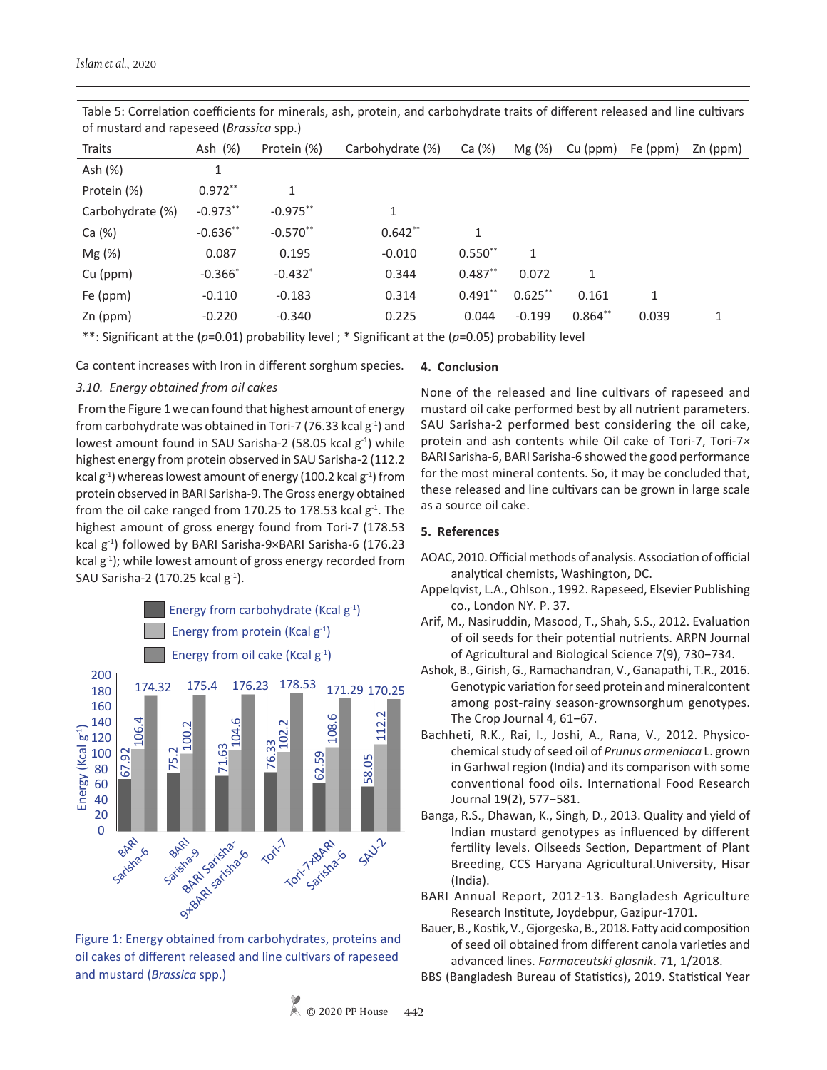Table 5: Correlation coefficients for minerals, ash, protein, and carbohydrate traits of different released and line cultivars of mustard and rapeseed (*Brassica* spp.)

| Traits | Ash (%) | Protein (%) | Carbohydrate (%) | Ca (%) | Mg (%) | Cu (ppm) | Fe (ppm) | Zn (ppm) |
|---|---|---|---|---|---|---|---|---|
| Ash (%) | 1 | | | | | | | |
| Protein (%) | 0.972** | 1 | | | | | | |
| Carbohydrate (%) | -0.973** | -0.975** | 1 | | | | | |
| Ca (%) | -0.636** | -0.570** | 0.642** | 1 | | | | |
| Mg (%) | 0.087 | 0.195 | -0.010 | 0.550** | 1 | | | |
| Cu (ppm) | -0.366* | -0.432* | 0.344 | 0.487** | 0.072 | 1 | | |
| Fe (ppm) | -0.110 | -0.183 | 0.314 | 0.491** | 0.625** | 0.161 | 1 | |
| Zn (ppm) | -0.220 | -0.340 | 0.225 | 0.044 | -0.199 | 0.864** | 0.039 | 1 |

**: Significant at the ($p$=0.01) probability level ; * Significant at the ($p$=0.05) probability level

Ca content increases with Iron in different sorghum species.

### 3.10. Energy obtained from oil cakes

From the Figure 1 we can found that highest amount of energy from carbohydrate was obtained in Tori-7 (76.33 kcal $g^{-1}$) and lowest amount found in SAU Sarisha-2 (58.05 kcal $g^{-1}$) while highest energy from protein observed in SAU Sarisha-2 (112.2 kcal $g^{-1}$) whereas lowest amount of energy (100.2 kcal $g^{-1}$) from protein observed in BARI Sarisha-9. The Gross energy obtained from the oil cake ranged from 170.25 to 178.53 kcal $g^{-1}$. The highest amount of gross energy found from Tori-7 (178.53 kcal $g^{-1}$) followed by BARI Sarisha-9×BARI Sarisha-6 (176.23 kcal $g^{-1}$); while lowest amount of gross energy recorded from SAU Sarisha-2 (170.25 kcal $g^{-1}$).

Figure 1: Energy obtained from carbohydrates, proteins and oil cakes of different released and line cultivars of rapeseed and mustard (*Brassica* spp.)

## 4. Conclusion

None of the released and line cultivars of rapeseed and mustard oil cake performed best by all nutrient parameters. SAU Sarisha-2 performed best considering the oil cake, protein and ash contents while Oil cake of Tori-7, Tori-7× BARI Sarisha-6, BARI Sarisha-6 showed the good performance for the most mineral contents. So, it may be concluded that, these released and line cultivars can be grown in large scale as a source oil cake.

## 5. References

AOAC, 2010. Official methods of analysis. Association of official analytical chemists, Washington, DC.

Appelqvist, L.A., Ohlson., 1992. Rapeseed, Elsevier Publishing co., London NY. P. 37.

Arif, M., Nasiruddin, Masood, T., Shah, S.S., 2012. Evaluation of oil seeds for their potential nutrients. ARPN Journal of Agricultural and Biological Science 7(9), 730–734.

Ashok, B., Girish, G., Ramachandran, V., Ganapathi, T.R., 2016. Genotypic variation for seed protein and mineralcontent among post-rainy season-grownsorghum genotypes. The Crop Journal 4, 61–67.

Bachheti, R.K., Rai, I., Joshi, A., Rana, V., 2012. Physico-chemical study of seed oil of *Prunus armeniaca* L. grown in Garhwal region (India) and its comparison with some conventional food oils. International Food Research Journal 19(2), 577–581.

Banga, R.S., Dhawan, K., Singh, D., 2013. Quality and yield of Indian mustard genotypes as influenced by different fertility levels. Oilseeds Section, Department of Plant Breeding, CCS Haryana Agricultural.University, Hisar (India).

BARI Annual Report, 2012-13. Bangladesh Agriculture Research Institute, Joydebpur, Gazipur-1701.

Bauer, B., Kostik, V., Gjorgeska, B., 2018. Fatty acid composition of seed oil obtained from different canola varieties and advanced lines. *Farmaceutski glasnik*. 71, 1/2018.

BBS (Bangladesh Bureau of Statistics), 2019. Statistical Year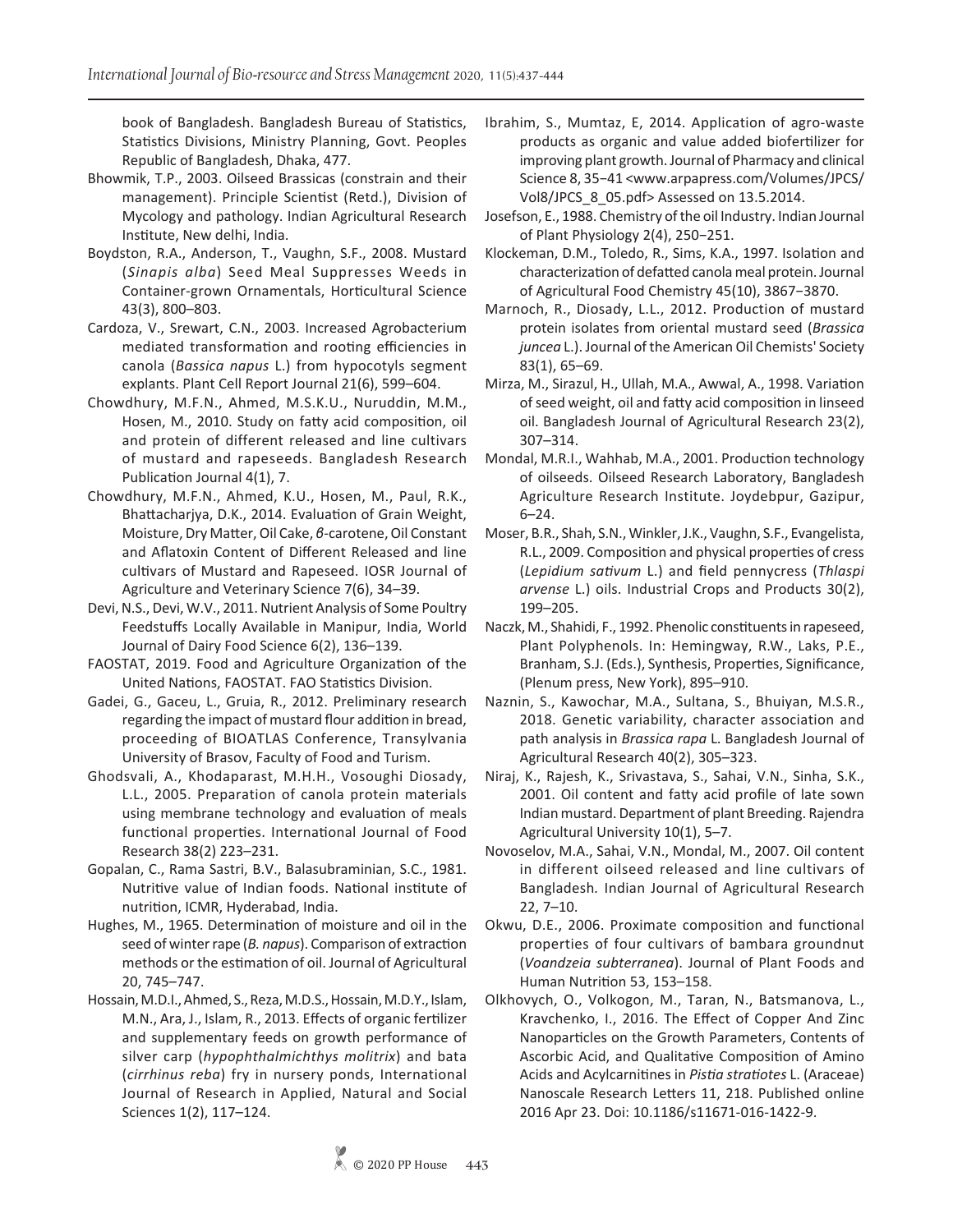book of Bangladesh. Bangladesh Bureau of Statistics, Statistics Divisions, Ministry Planning, Govt. Peoples Republic of Bangladesh, Dhaka, 477.

Bhowmik, T.P., 2003. Oilseed Brassicas (constrain and their management). Principle Scientist (Retd.), Division of Mycology and pathology. Indian Agricultural Research Institute, New delhi, India.

Boydston, R.A., Anderson, T., Vaughn, S.F., 2008. Mustard (*Sinapis alba*) Seed Meal Suppresses Weeds in Container-grown Ornamentals, Horticultural Science 43(3), 800–803.

Cardoza, V., Srewart, C.N., 2003. Increased Agrobacterium mediated transformation and rooting efficiencies in canola (*Bassica napus* L.) from hypocotyls segment explants. Plant Cell Report Journal 21(6), 599–604.

Chowdhury, M.F.N., Ahmed, M.S.K.U., Nuruddin, M.M., Hosen, M., 2010. Study on fatty acid composition, oil and protein of different released and line cultivars of mustard and rapeseeds. Bangladesh Research Publication Journal 4(1), 7.

Chowdhury, M.F.N., Ahmed, K.U., Hosen, M., Paul, R.K., Bhattacharjya, D.K., 2014. Evaluation of Grain Weight, Moisture, Dry Matter, Oil Cake, *β*-carotene, Oil Constant and Aflatoxin Content of Different Released and line cultivars of Mustard and Rapeseed. IOSR Journal of Agriculture and Veterinary Science 7(6), 34–39.

Devi, N.S., Devi, W.V., 2011. Nutrient Analysis of Some Poultry Feedstuffs Locally Available in Manipur, India, World Journal of Dairy Food Science 6(2), 136–139.

FAOSTAT, 2019. Food and Agriculture Organization of the United Nations, FAOSTAT. FAO Statistics Division.

Gadei, G., Gaceu, L., Gruia, R., 2012. Preliminary research regarding the impact of mustard flour addition in bread, proceeding of BIOATLAS Conference, Transylvania University of Brasov, Faculty of Food and Turism.

Ghodsvali, A., Khodaparast, M.H.H., Vosoughi Diosady, L.L., 2005. Preparation of canola protein materials using membrane technology and evaluation of meals functional properties. International Journal of Food Research 38(2) 223–231.

Gopalan, C., Rama Sastri, B.V., Balasubraminian, S.C., 1981. Nutritive value of Indian foods. National institute of nutrition, ICMR, Hyderabad, India.

Hughes, M., 1965. Determination of moisture and oil in the seed of winter rape (*B. napus*). Comparison of extraction methods or the estimation of oil. Journal of Agricultural 20, 745–747.

Hossain, M.D.I., Ahmed, S., Reza, M.D.S., Hossain, M.D.Y., Islam, M.N., Ara, J., Islam, R., 2013. Effects of organic fertilizer and supplementary feeds on growth performance of silver carp (*hypophthalmichthys molitrix*) and bata (*cirrhinus reba*) fry in nursery ponds, International Journal of Research in Applied, Natural and Social Sciences 1(2), 117–124.

Ibrahim, S., Mumtaz, E, 2014. Application of agro-waste products as organic and value added biofertilizer for improving plant growth. Journal of Pharmacy and clinical Science 8, 35−41 <www.arpapress.com/Volumes/JPCS/Vol8/JPCS_8_05.pdf> Assessed on 13.5.2014.

Josefson, E., 1988. Chemistry of the oil Industry. Indian Journal of Plant Physiology 2(4), 250−251.

Klockeman, D.M., Toledo, R., Sims, K.A., 1997. Isolation and characterization of defatted canola meal protein. Journal of Agricultural Food Chemistry 45(10), 3867−3870.

Marnoch, R., Diosady, L.L., 2012. Production of mustard protein isolates from oriental mustard seed (*Brassica juncea* L.). Journal of the American Oil Chemists' Society 83(1), 65–69.

Mirza, M., Sirazul, H., Ullah, M.A., Awwal, A., 1998. Variation of seed weight, oil and fatty acid composition in linseed oil. Bangladesh Journal of Agricultural Research 23(2), 307–314.

Mondal, M.R.I., Wahhab, M.A., 2001. Production technology of oilseeds. Oilseed Research Laboratory, Bangladesh Agriculture Research Institute. Joydebpur, Gazipur, 6–24.

Moser, B.R., Shah, S.N., Winkler, J.K., Vaughn, S.F., Evangelista, R.L., 2009. Composition and physical properties of cress (*Lepidium sativum* L.) and field pennycress (*Thlaspi arvense* L.) oils. Industrial Crops and Products 30(2), 199–205.

Naczk, M., Shahidi, F., 1992. Phenolic constituents in rapeseed, Plant Polyphenols. In: Hemingway, R.W., Laks, P.E., Branham, S.J. (Eds.), Synthesis, Properties, Significance, (Plenum press, New York), 895–910.

Naznin, S., Kawochar, M.A., Sultana, S., Bhuiyan, M.S.R., 2018. Genetic variability, character association and path analysis in *Brassica rapa* L. Bangladesh Journal of Agricultural Research 40(2), 305–323.

Niraj, K., Rajesh, K., Srivastava, S., Sahai, V.N., Sinha, S.K., 2001. Oil content and fatty acid profile of late sown Indian mustard. Department of plant Breeding. Rajendra Agricultural University 10(1), 5–7.

Novoselov, M.A., Sahai, V.N., Mondal, M., 2007. Oil content in different oilseed released and line cultivars of Bangladesh. Indian Journal of Agricultural Research 22, 7–10.

Okwu, D.E., 2006. Proximate composition and functional properties of four cultivars of bambara groundnut (*Voandzeia subterranea*). Journal of Plant Foods and Human Nutrition 53, 153–158.

Olkhovych, O., Volkogon, M., Taran, N., Batsmanova, L., Kravchenko, I., 2016. The Effect of Copper And Zinc Nanoparticles on the Growth Parameters, Contents of Ascorbic Acid, and Qualitative Composition of Amino Acids and Acylcarnitines in *Pistia stratiotes* L. (Araceae) Nanoscale Research Letters 11, 218. Published online 2016 Apr 23. Doi: 10.1186/s11671-016-1422-9.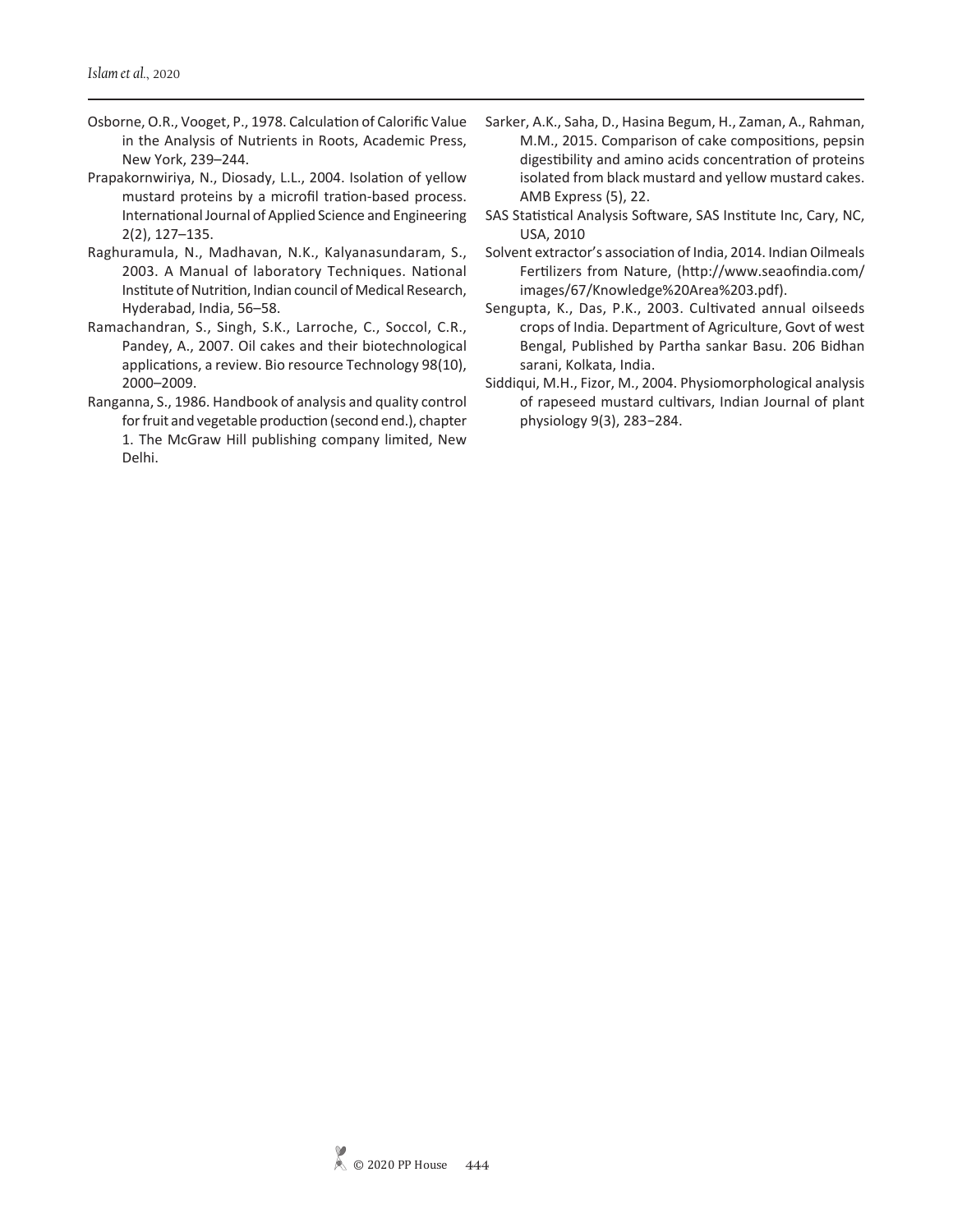Osborne, O.R., Vooget, P., 1978. Calculation of Calorific Value in the Analysis of Nutrients in Roots, Academic Press, New York, 239–244.

Prapakornwiriya, N., Diosady, L.L., 2004. Isolation of yellow mustard proteins by a microfil tration-based process. International Journal of Applied Science and Engineering 2(2), 127–135.

Raghuramula, N., Madhavan, N.K., Kalyanasundaram, S., 2003. A Manual of laboratory Techniques. National Institute of Nutrition, Indian council of Medical Research, Hyderabad, India, 56–58.

Ramachandran, S., Singh, S.K., Larroche, C., Soccol, C.R., Pandey, A., 2007. Oil cakes and their biotechnological applications, a review. Bio resource Technology 98(10), 2000–2009.

Ranganna, S., 1986. Handbook of analysis and quality control for fruit and vegetable production (second end.), chapter 1. The McGraw Hill publishing company limited, New Delhi.

Sarker, A.K., Saha, D., Hasina Begum, H., Zaman, A., Rahman, M.M., 2015. Comparison of cake compositions, pepsin digestibility and amino acids concentration of proteins isolated from black mustard and yellow mustard cakes. AMB Express (5), 22.

SAS Statistical Analysis Software, SAS Institute Inc, Cary, NC, USA, 2010

Solvent extractor's association of India, 2014. Indian Oilmeals Fertilizers from Nature, (http://www.seaofindia.com/images/67/Knowledge%20Area%203.pdf).

Sengupta, K., Das, P.K., 2003. Cultivated annual oilseeds crops of India. Department of Agriculture, Govt of west Bengal, Published by Partha sankar Basu. 206 Bidhan sarani, Kolkata, India.

Siddiqui, M.H., Fizor, M., 2004. Physiomorphological analysis of rapeseed mustard cultivars, Indian Journal of plant physiology 9(3), 283−284.